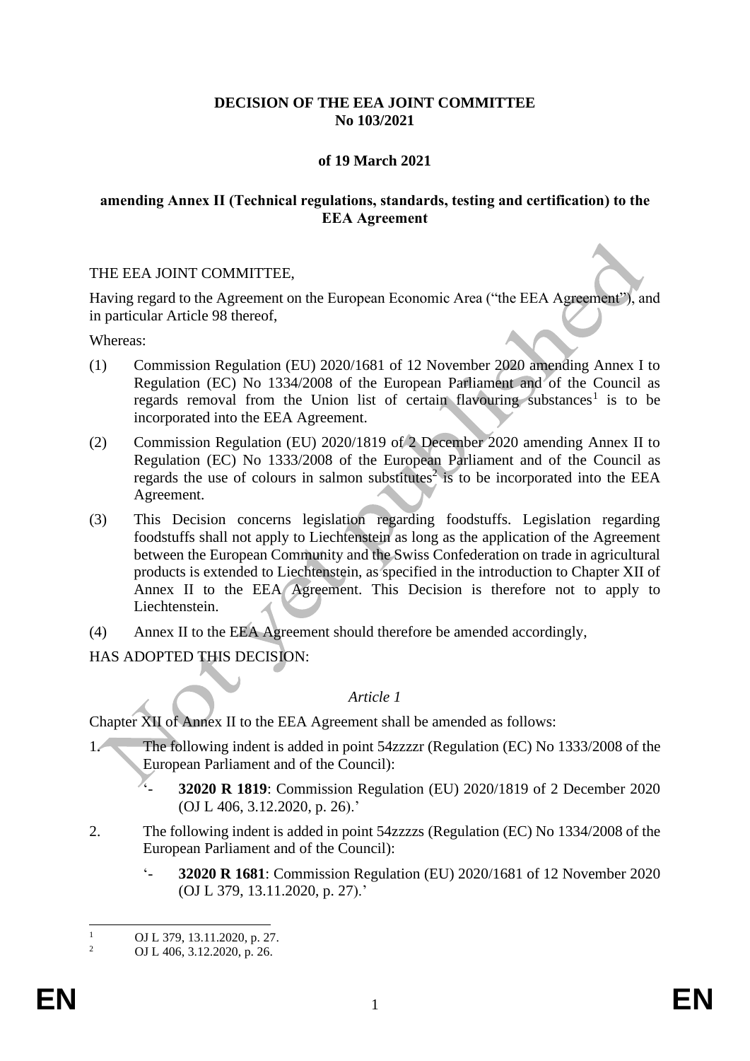**DECISION OF THE EEA JOINT COMMITTEE**
**No 103/2021**

**of 19 March 2021**

**amending Annex II (Technical regulations, standards, testing and certification) to the EEA Agreement**

THE EEA JOINT COMMITTEE,

Having regard to the Agreement on the European Economic Area ("the EEA Agreement"), and in particular Article 98 thereof,

Whereas:

(1) Commission Regulation (EU) 2020/1681 of 12 November 2020 amending Annex I to Regulation (EC) No 1334/2008 of the European Parliament and of the Council as regards removal from the Union list of certain flavouring substances[1] is to be incorporated into the EEA Agreement.

(2) Commission Regulation (EU) 2020/1819 of 2 December 2020 amending Annex II to Regulation (EC) No 1333/2008 of the European Parliament and of the Council as regards the use of colours in salmon substitutes[2] is to be incorporated into the EEA Agreement.

(3) This Decision concerns legislation regarding foodstuffs. Legislation regarding foodstuffs shall not apply to Liechtenstein as long as the application of the Agreement between the European Community and the Swiss Confederation on trade in agricultural products is extended to Liechtenstein, as specified in the introduction to Chapter XII of Annex II to the EEA Agreement. This Decision is therefore not to apply to Liechtenstein.

(4) Annex II to the EEA Agreement should therefore be amended accordingly,

HAS ADOPTED THIS DECISION:

*Article 1*

Chapter XII of Annex II to the EEA Agreement shall be amended as follows:

1. The following indent is added in point 54zzzzr (Regulation (EC) No 1333/2008 of the European Parliament and of the Council):

   '- **32020 R 1819**: Commission Regulation (EU) 2020/1819 of 2 December 2020 (OJ L 406, 3.12.2020, p. 26).'

2. The following indent is added in point 54zzzzs (Regulation (EC) No 1334/2008 of the European Parliament and of the Council):

   '- **32020 R 1681**: Commission Regulation (EU) 2020/1681 of 12 November 2020 (OJ L 379, 13.11.2020, p. 27).'

---

[1] OJ L 379, 13.11.2020, p. 27.

[2] OJ L 406, 3.12.2020, p. 26.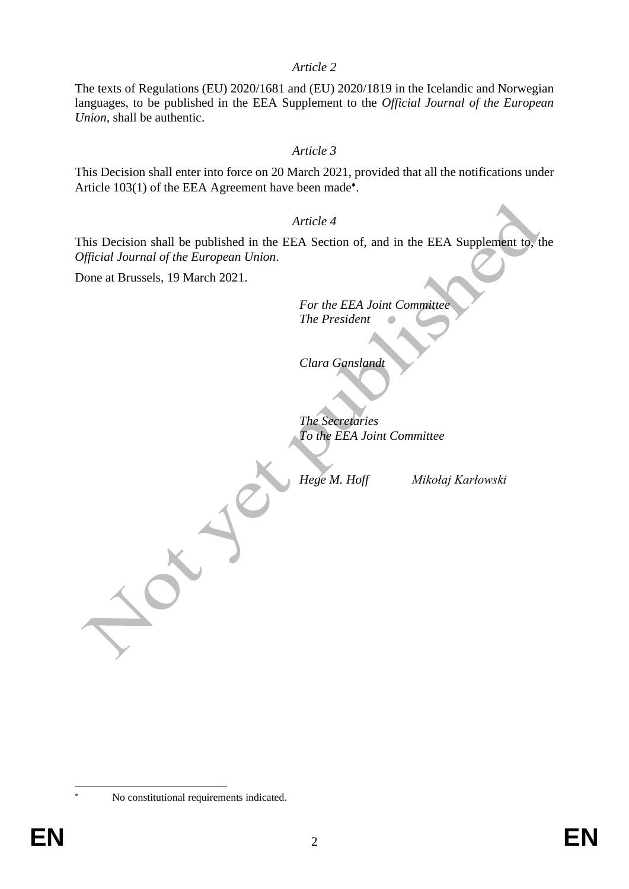*Article 2*

The texts of Regulations (EU) 2020/1681 and (EU) 2020/1819 in the Icelandic and Norwegian languages, to be published in the EEA Supplement to the *Official Journal of the European Union*, shall be authentic.

*Article 3*

This Decision shall enter into force on 20 March 2021, provided that all the notifications under Article 103(1) of the EEA Agreement have been made[*].

*Article 4*

This Decision shall be published in the EEA Section of, and in the EEA Supplement to, the *Official Journal of the European Union*.

Done at Brussels, 19 March 2021.

*For the EEA Joint Committee*
*The President*

*Clara Ganslandt*

*The Secretaries*
*To the EEA Joint Committee*

*Hege M. Hoff* *Mikołaj Karłowski*

Not yet published

[*] No constitutional requirements indicated.